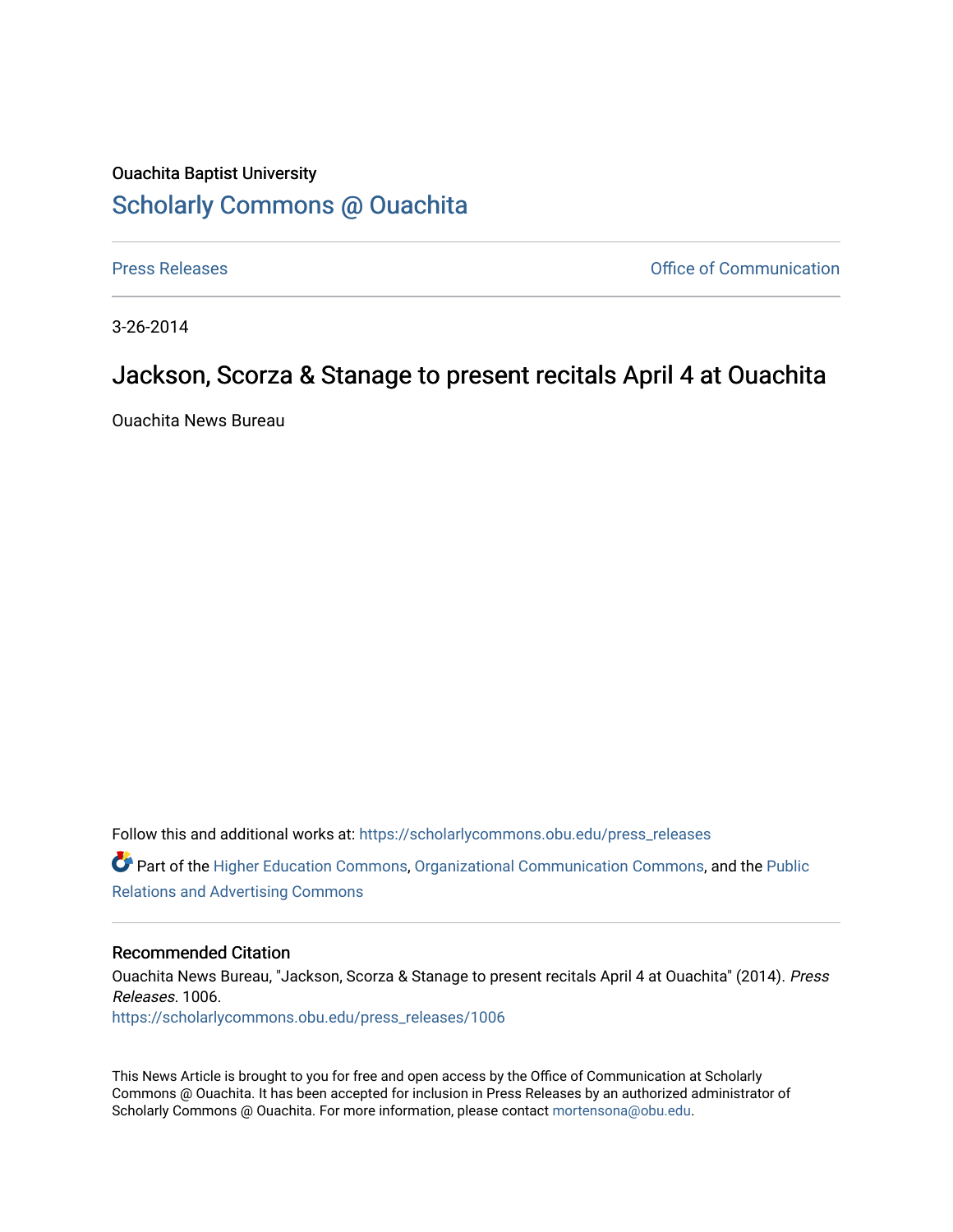Ouachita Baptist University

## Scholarly Commons @ Ouachita

Press Releases

Office of Communication

3-26-2014

# Jackson, Scorza & Stanage to present recitals April 4 at Ouachita

Ouachita News Bureau

Follow this and additional works at: https://scholarlycommons.obu.edu/press_releases

Part of the Higher Education Commons, Organizational Communication Commons, and the Public Relations and Advertising Commons

### Recommended Citation

Ouachita News Bureau, "Jackson, Scorza & Stanage to present recitals April 4 at Ouachita" (2014). *Press Releases*. 1006.
https://scholarlycommons.obu.edu/press_releases/1006

This News Article is brought to you for free and open access by the Office of Communication at Scholarly Commons @ Ouachita. It has been accepted for inclusion in Press Releases by an authorized administrator of Scholarly Commons @ Ouachita. For more information, please contact mortensona@obu.edu.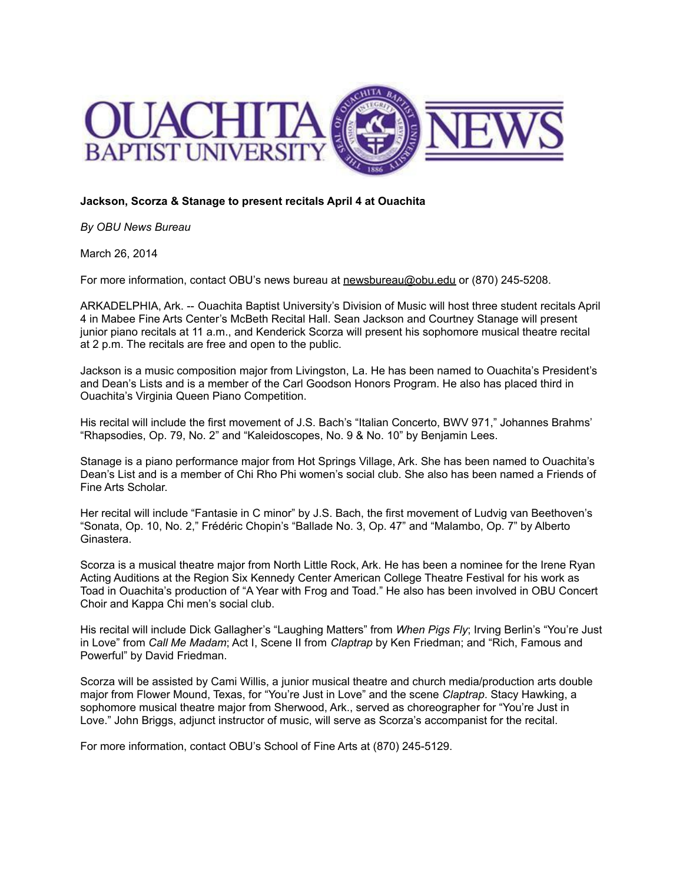# OUACHITA BAPTIST UNIVERSITY NEWS

**Jackson, Scorza & Stanage to present recitals April 4 at Ouachita**

*By OBU News Bureau*

March 26, 2014

For more information, contact OBU's news bureau at newsbureau@obu.edu or (870) 245-5208.

ARKADELPHIA, Ark. -- Ouachita Baptist University's Division of Music will host three student recitals April 4 in Mabee Fine Arts Center's McBeth Recital Hall. Sean Jackson and Courtney Stanage will present junior piano recitals at 11 a.m., and Kenderick Scorza will present his sophomore musical theatre recital at 2 p.m. The recitals are free and open to the public.

Jackson is a music composition major from Livingston, La. He has been named to Ouachita's President's and Dean's Lists and is a member of the Carl Goodson Honors Program. He also has placed third in Ouachita's Virginia Queen Piano Competition.

His recital will include the first movement of J.S. Bach's "Italian Concerto, BWV 971," Johannes Brahms' "Rhapsodies, Op. 79, No. 2" and "Kaleidoscopes, No. 9 & No. 10" by Benjamin Lees.

Stanage is a piano performance major from Hot Springs Village, Ark. She has been named to Ouachita's Dean's List and is a member of Chi Rho Phi women's social club. She also has been named a Friends of Fine Arts Scholar.

Her recital will include "Fantasie in C minor" by J.S. Bach, the first movement of Ludvig van Beethoven's "Sonata, Op. 10, No. 2," Frédéric Chopin's "Ballade No. 3, Op. 47" and "Malambo, Op. 7" by Alberto Ginastera.

Scorza is a musical theatre major from North Little Rock, Ark. He has been a nominee for the Irene Ryan Acting Auditions at the Region Six Kennedy Center American College Theatre Festival for his work as Toad in Ouachita's production of "A Year with Frog and Toad." He also has been involved in OBU Concert Choir and Kappa Chi men's social club.

His recital will include Dick Gallagher's "Laughing Matters" from *When Pigs Fly*; Irving Berlin's "You're Just in Love" from *Call Me Madam*; Act I, Scene II from *Claptrap* by Ken Friedman; and "Rich, Famous and Powerful" by David Friedman.

Scorza will be assisted by Cami Willis, a junior musical theatre and church media/production arts double major from Flower Mound, Texas, for "You're Just in Love" and the scene *Claptrap*. Stacy Hawking, a sophomore musical theatre major from Sherwood, Ark., served as choreographer for "You're Just in Love." John Briggs, adjunct instructor of music, will serve as Scorza's accompanist for the recital.

For more information, contact OBU's School of Fine Arts at (870) 245-5129.